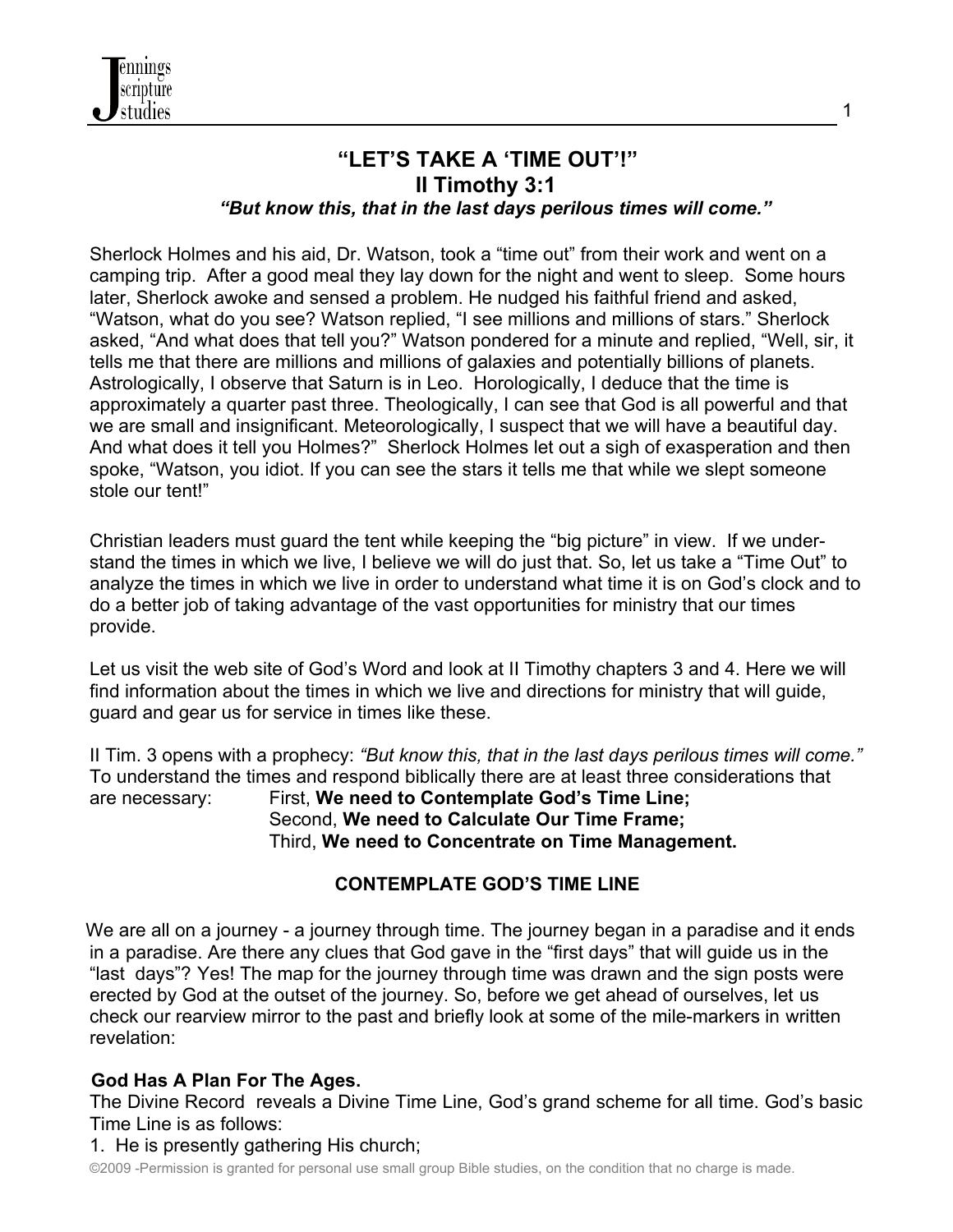# "LET'S TAKE A 'TIME OUT'!"

## II Timothy 3:1

***"But know this, that in the last days perilous times will come."***

Sherlock Holmes and his aid, Dr. Watson, took a "time out" from their work and went on a camping trip. After a good meal they lay down for the night and went to sleep. Some hours later, Sherlock awoke and sensed a problem. He nudged his faithful friend and asked, "Watson, what do you see? Watson replied, "I see millions and millions of stars." Sherlock asked, "And what does that tell you?" Watson pondered for a minute and replied, "Well, sir, it tells me that there are millions and millions of galaxies and potentially billions of planets. Astrologically, I observe that Saturn is in Leo. Horologically, I deduce that the time is approximately a quarter past three. Theologically, I can see that God is all powerful and that we are small and insignificant. Meteorologically, I suspect that we will have a beautiful day. And what does it tell you Holmes?" Sherlock Holmes let out a sigh of exasperation and then spoke, "Watson, you idiot. If you can see the stars it tells me that while we slept someone stole our tent!"

Christian leaders must guard the tent while keeping the "big picture" in view. If we understand the times in which we live, I believe we will do just that. So, let us take a "Time Out" to analyze the times in which we live in order to understand what time it is on God's clock and to do a better job of taking advantage of the vast opportunities for ministry that our times provide.

Let us visit the web site of God's Word and look at II Timothy chapters 3 and 4. Here we will find information about the times in which we live and directions for ministry that will guide, guard and gear us for service in times like these.

II Tim. 3 opens with a prophecy: *"But know this, that in the last days perilous times will come."* To understand the times and respond biblically there are at least three considerations that are necessary:

First, **We need to Contemplate God's Time Line;**
Second, **We need to Calculate Our Time Frame;**
Third, **We need to Concentrate on Time Management.**

### CONTEMPLATE GOD'S TIME LINE

We are all on a journey - a journey through time. The journey began in a paradise and it ends in a paradise. Are there any clues that God gave in the "first days" that will guide us in the "last days"? Yes! The map for the journey through time was drawn and the sign posts were erected by God at the outset of the journey. So, before we get ahead of ourselves, let us check our rearview mirror to the past and briefly look at some of the mile-markers in written revelation:

**God Has A Plan For The Ages.**
The Divine Record reveals a Divine Time Line, God's grand scheme for all time. God's basic Time Line is as follows:

1. He is presently gathering His church;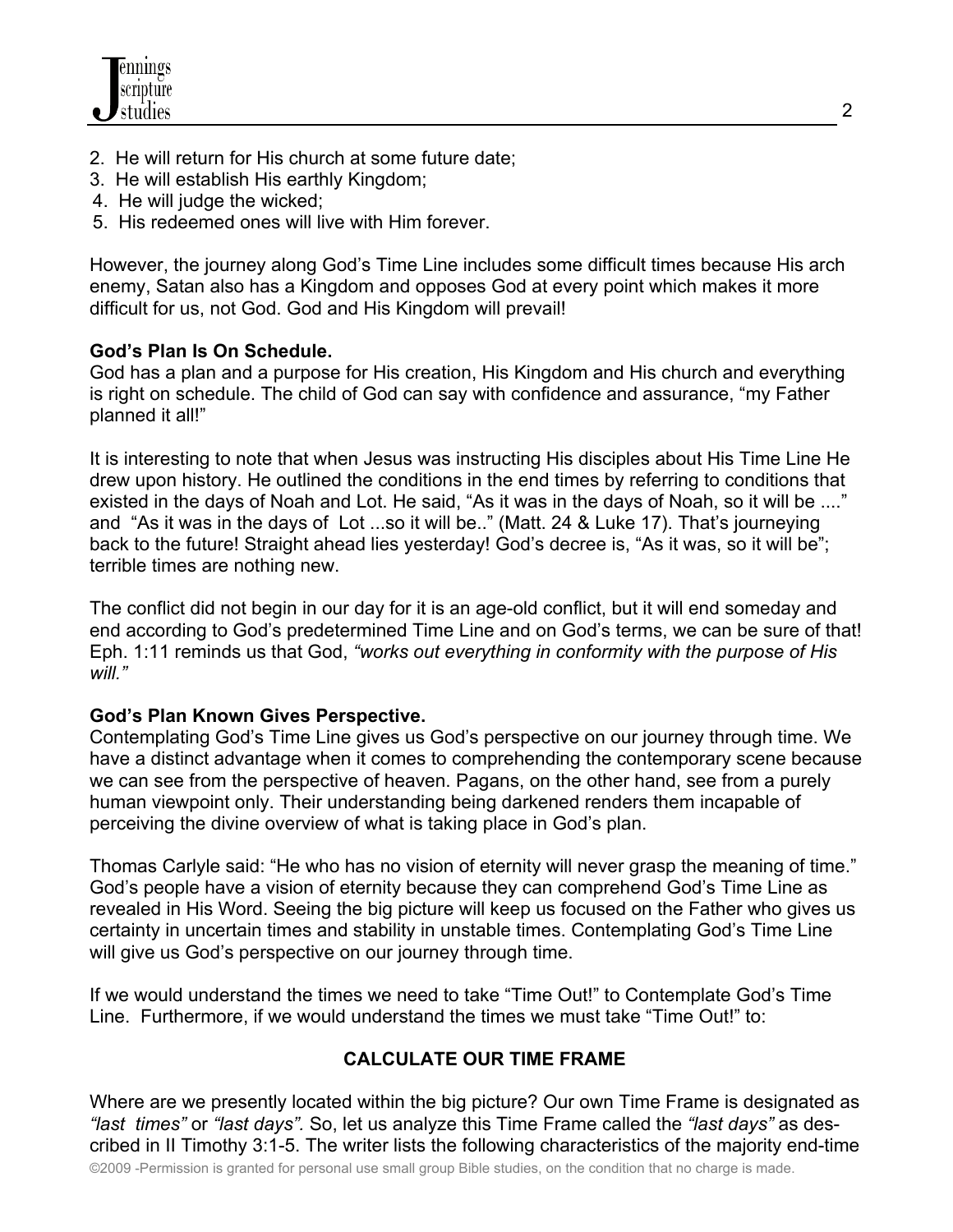2. He will return for His church at some future date;
3. He will establish His earthly Kingdom;
4. He will judge the wicked;
5. His redeemed ones will live with Him forever.

However, the journey along God's Time Line includes some difficult times because His arch enemy, Satan also has a Kingdom and opposes God at every point which makes it more difficult for us, not God. God and His Kingdom will prevail!

**God's Plan Is On Schedule.**
God has a plan and a purpose for His creation, His Kingdom and His church and everything is right on schedule. The child of God can say with confidence and assurance, "my Father planned it all!"

It is interesting to note that when Jesus was instructing His disciples about His Time Line He drew upon history. He outlined the conditions in the end times by referring to conditions that existed in the days of Noah and Lot. He said, "As it was in the days of Noah, so it will be ...." and "As it was in the days of Lot ...so it will be.." (Matt. 24 & Luke 17). That's journeying back to the future! Straight ahead lies yesterday! God's decree is, "As it was, so it will be"; terrible times are nothing new.

The conflict did not begin in our day for it is an age-old conflict, but it will end someday and end according to God's predetermined Time Line and on God's terms, we can be sure of that! Eph. 1:11 reminds us that God, *"works out everything in conformity with the purpose of His will."*

**God's Plan Known Gives Perspective.**
Contemplating God's Time Line gives us God's perspective on our journey through time. We have a distinct advantage when it comes to comprehending the contemporary scene because we can see from the perspective of heaven. Pagans, on the other hand, see from a purely human viewpoint only. Their understanding being darkened renders them incapable of perceiving the divine overview of what is taking place in God's plan.

Thomas Carlyle said: "He who has no vision of eternity will never grasp the meaning of time." God's people have a vision of eternity because they can comprehend God's Time Line as revealed in His Word. Seeing the big picture will keep us focused on the Father who gives us certainty in uncertain times and stability in unstable times. Contemplating God's Time Line will give us God's perspective on our journey through time.

If we would understand the times we need to take "Time Out!" to Contemplate God's Time Line. Furthermore, if we would understand the times we must take "Time Out!" to:

**CALCULATE OUR TIME FRAME**

Where are we presently located within the big picture? Our own Time Frame is designated as *"last times"* or *"last days".* So, let us analyze this Time Frame called the *"last days"* as described in II Timothy 3:1-5. The writer lists the following characteristics of the majority end-time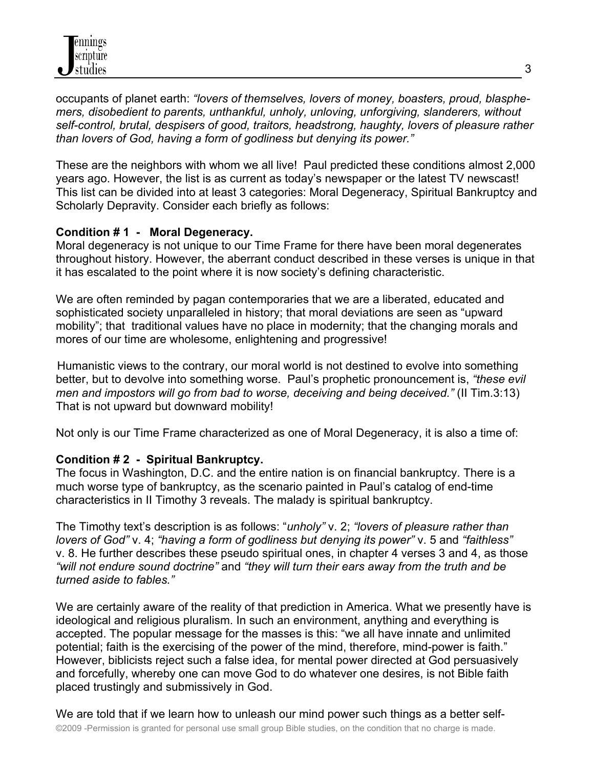occupants of planet earth: *"lovers of themselves, lovers of money, boasters, proud, blasphemers, disobedient to parents, unthankful, unholy, unloving, unforgiving, slanderers, without self-control, brutal, despisers of good, traitors, headstrong, haughty, lovers of pleasure rather than lovers of God, having a form of godliness but denying its power."*

These are the neighbors with whom we all live! Paul predicted these conditions almost 2,000 years ago. However, the list is as current as today's newspaper or the latest TV newscast! This list can be divided into at least 3 categories: Moral Degeneracy, Spiritual Bankruptcy and Scholarly Depravity. Consider each briefly as follows:

**Condition # 1 - Moral Degeneracy.**
Moral degeneracy is not unique to our Time Frame for there have been moral degenerates throughout history. However, the aberrant conduct described in these verses is unique in that it has escalated to the point where it is now society's defining characteristic.

We are often reminded by pagan contemporaries that we are a liberated, educated and sophisticated society unparalleled in history; that moral deviations are seen as "upward mobility"; that traditional values have no place in modernity; that the changing morals and mores of our time are wholesome, enlightening and progressive!

Humanistic views to the contrary, our moral world is not destined to evolve into something better, but to devolve into something worse. Paul's prophetic pronouncement is, *"these evil men and impostors will go from bad to worse, deceiving and being deceived."* (II Tim.3:13) That is not upward but downward mobility!

Not only is our Time Frame characterized as one of Moral Degeneracy, it is also a time of:

**Condition # 2 - Spiritual Bankruptcy.**
The focus in Washington, D.C. and the entire nation is on financial bankruptcy. There is a much worse type of bankruptcy, as the scenario painted in Paul's catalog of end-time characteristics in II Timothy 3 reveals. The malady is spiritual bankruptcy.

The Timothy text's description is as follows: "*unholy"* v. 2; *"lovers of pleasure rather than lovers of God"* v. 4; *"having a form of godliness but denying its power"* v. 5 and *"faithless"* v. 8. He further describes these pseudo spiritual ones, in chapter 4 verses 3 and 4, as those *"will not endure sound doctrine"* and *"they will turn their ears away from the truth and be turned aside to fables."*

We are certainly aware of the reality of that prediction in America. What we presently have is ideological and religious pluralism. In such an environment, anything and everything is accepted. The popular message for the masses is this: "we all have innate and unlimited potential; faith is the exercising of the power of the mind, therefore, mind-power is faith." However, biblicists reject such a false idea, for mental power directed at God persuasively and forcefully, whereby one can move God to do whatever one desires, is not Bible faith placed trustingly and submissively in God.

We are told that if we learn how to unleash our mind power such things as a better self-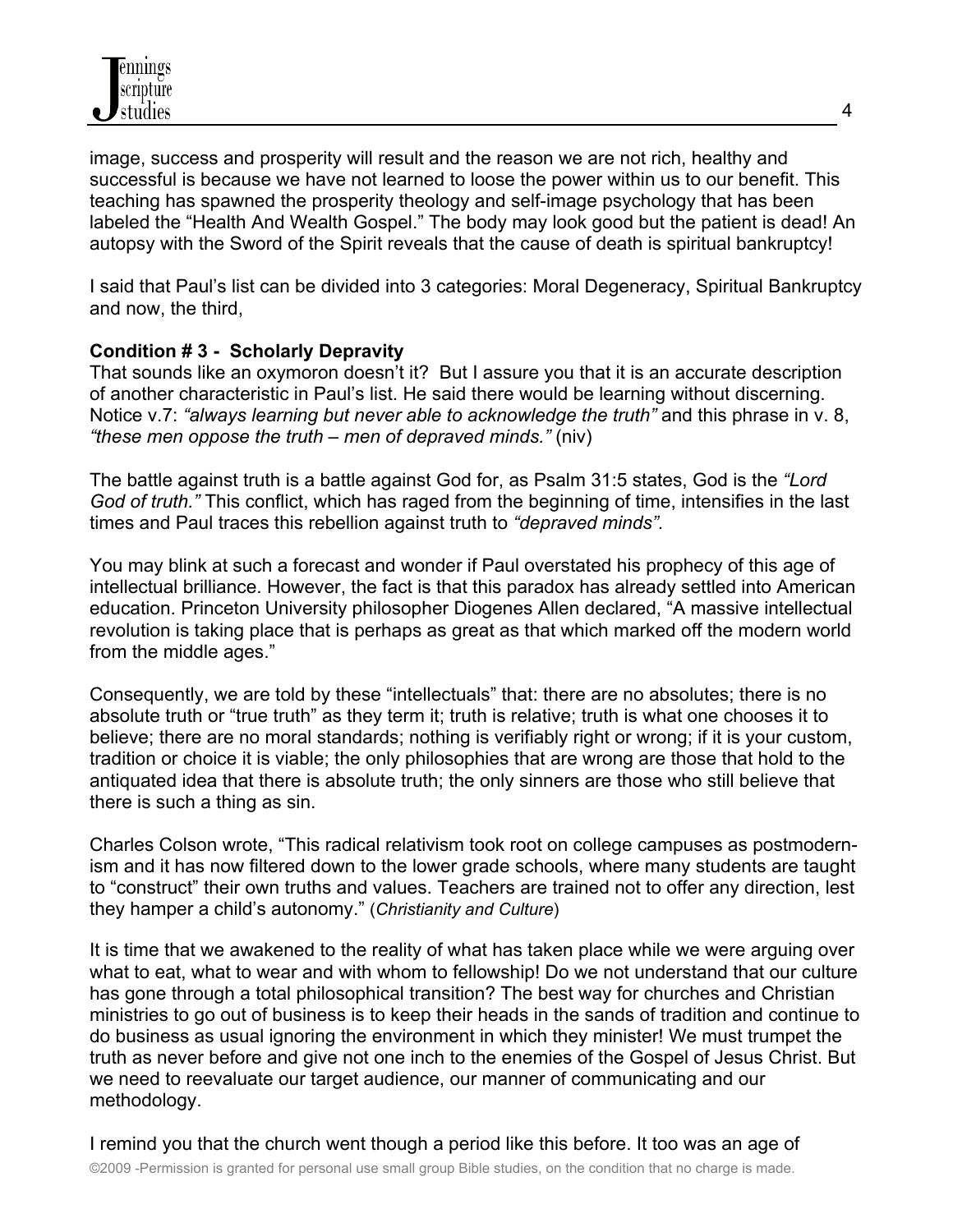image, success and prosperity will result and the reason we are not rich, healthy and successful is because we have not learned to loose the power within us to our benefit. This teaching has spawned the prosperity theology and self-image psychology that has been labeled the "Health And Wealth Gospel." The body may look good but the patient is dead! An autopsy with the Sword of the Spirit reveals that the cause of death is spiritual bankruptcy!

I said that Paul's list can be divided into 3 categories: Moral Degeneracy, Spiritual Bankruptcy and now, the third,

**Condition # 3 - Scholarly Depravity**

That sounds like an oxymoron doesn't it? But I assure you that it is an accurate description of another characteristic in Paul's list. He said there would be learning without discerning. Notice v.7: *"always learning but never able to acknowledge the truth"* and this phrase in v. 8, *"these men oppose the truth – men of depraved minds."* (niv)

The battle against truth is a battle against God for, as Psalm 31:5 states, God is the *"Lord God of truth."* This conflict, which has raged from the beginning of time, intensifies in the last times and Paul traces this rebellion against truth to *"depraved minds".*

You may blink at such a forecast and wonder if Paul overstated his prophecy of this age of intellectual brilliance. However, the fact is that this paradox has already settled into American education. Princeton University philosopher Diogenes Allen declared, "A massive intellectual revolution is taking place that is perhaps as great as that which marked off the modern world from the middle ages."

Consequently, we are told by these "intellectuals" that: there are no absolutes; there is no absolute truth or "true truth" as they term it; truth is relative; truth is what one chooses it to believe; there are no moral standards; nothing is verifiably right or wrong; if it is your custom, tradition or choice it is viable; the only philosophies that are wrong are those that hold to the antiquated idea that there is absolute truth; the only sinners are those who still believe that there is such a thing as sin.

Charles Colson wrote, "This radical relativism took root on college campuses as postmodernism and it has now filtered down to the lower grade schools, where many students are taught to "construct" their own truths and values. Teachers are trained not to offer any direction, lest they hamper a child's autonomy." (*Christianity and Culture*)

It is time that we awakened to the reality of what has taken place while we were arguing over what to eat, what to wear and with whom to fellowship! Do we not understand that our culture has gone through a total philosophical transition? The best way for churches and Christian ministries to go out of business is to keep their heads in the sands of tradition and continue to do business as usual ignoring the environment in which they minister! We must trumpet the truth as never before and give not one inch to the enemies of the Gospel of Jesus Christ. But we need to reevaluate our target audience, our manner of communicating and our methodology.

I remind you that the church went though a period like this before. It too was an age of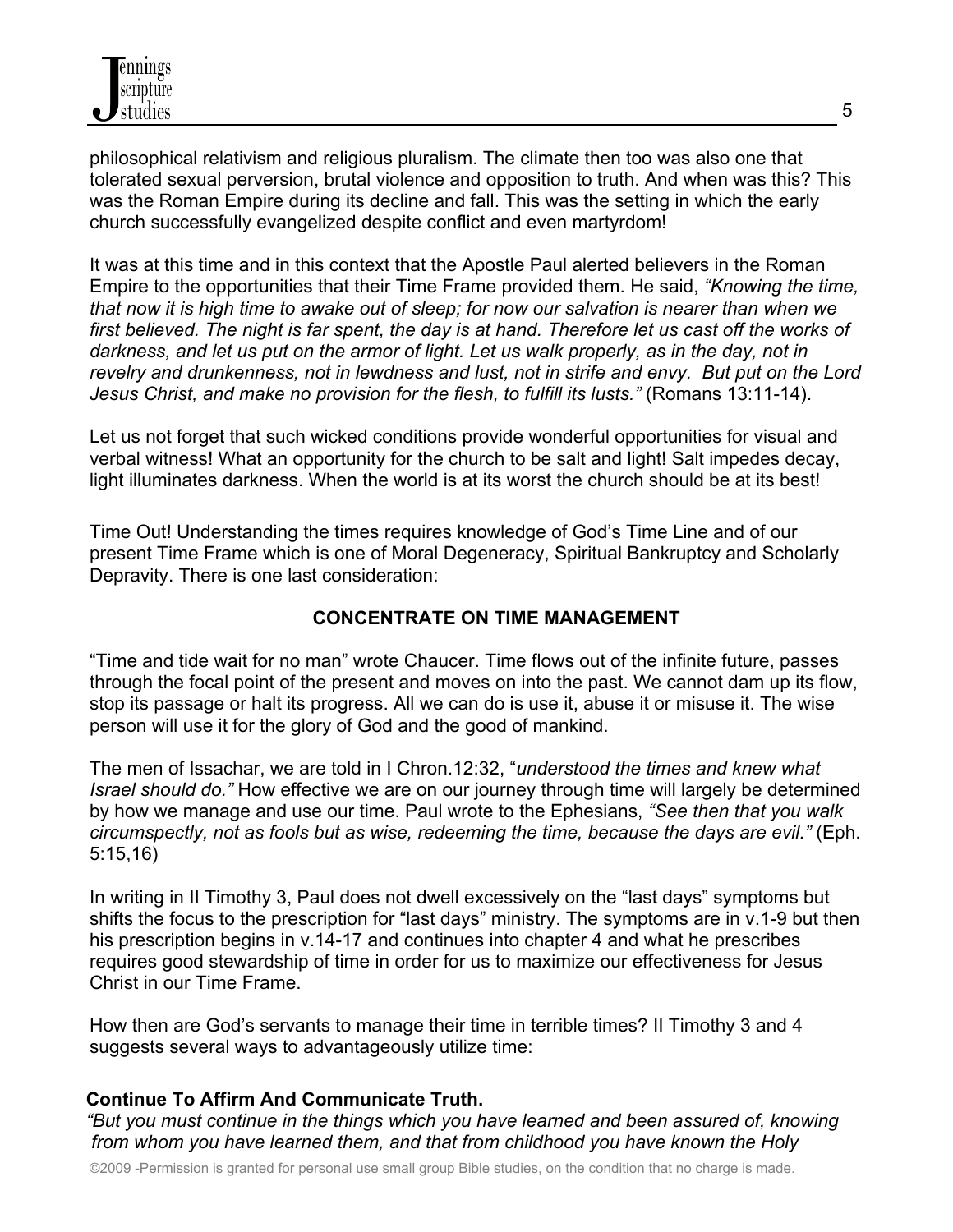philosophical relativism and religious pluralism. The climate then too was also one that tolerated sexual perversion, brutal violence and opposition to truth. And when was this? This was the Roman Empire during its decline and fall. This was the setting in which the early church successfully evangelized despite conflict and even martyrdom!

It was at this time and in this context that the Apostle Paul alerted believers in the Roman Empire to the opportunities that their Time Frame provided them. He said, *"Knowing the time, that now it is high time to awake out of sleep; for now our salvation is nearer than when we first believed. The night is far spent, the day is at hand. Therefore let us cast off the works of darkness, and let us put on the armor of light. Let us walk properly, as in the day, not in revelry and drunkenness, not in lewdness and lust, not in strife and envy. But put on the Lord Jesus Christ, and make no provision for the flesh, to fulfill its lusts."* (Romans 13:11-14).

Let us not forget that such wicked conditions provide wonderful opportunities for visual and verbal witness! What an opportunity for the church to be salt and light! Salt impedes decay, light illuminates darkness. When the world is at its worst the church should be at its best!

Time Out! Understanding the times requires knowledge of God's Time Line and of our present Time Frame which is one of Moral Degeneracy, Spiritual Bankruptcy and Scholarly Depravity. There is one last consideration:

## CONCENTRATE ON TIME MANAGEMENT

"Time and tide wait for no man" wrote Chaucer. Time flows out of the infinite future, passes through the focal point of the present and moves on into the past. We cannot dam up its flow, stop its passage or halt its progress. All we can do is use it, abuse it or misuse it. The wise person will use it for the glory of God and the good of mankind.

The men of Issachar, we are told in I Chron.12:32, "*understood the times and knew what Israel should do."* How effective we are on our journey through time will largely be determined by how we manage and use our time. Paul wrote to the Ephesians, *"See then that you walk circumspectly, not as fools but as wise, redeeming the time, because the days are evil."* (Eph. 5:15,16)

In writing in II Timothy 3, Paul does not dwell excessively on the "last days" symptoms but shifts the focus to the prescription for "last days" ministry. The symptoms are in v.1-9 but then his prescription begins in v.14-17 and continues into chapter 4 and what he prescribes requires good stewardship of time in order for us to maximize our effectiveness for Jesus Christ in our Time Frame.

How then are God's servants to manage their time in terrible times? II Timothy 3 and 4 suggests several ways to advantageously utilize time:

### Continue To Affirm And Communicate Truth.

*"But you must continue in the things which you have learned and been assured of, knowing from whom you have learned them, and that from childhood you have known the Holy*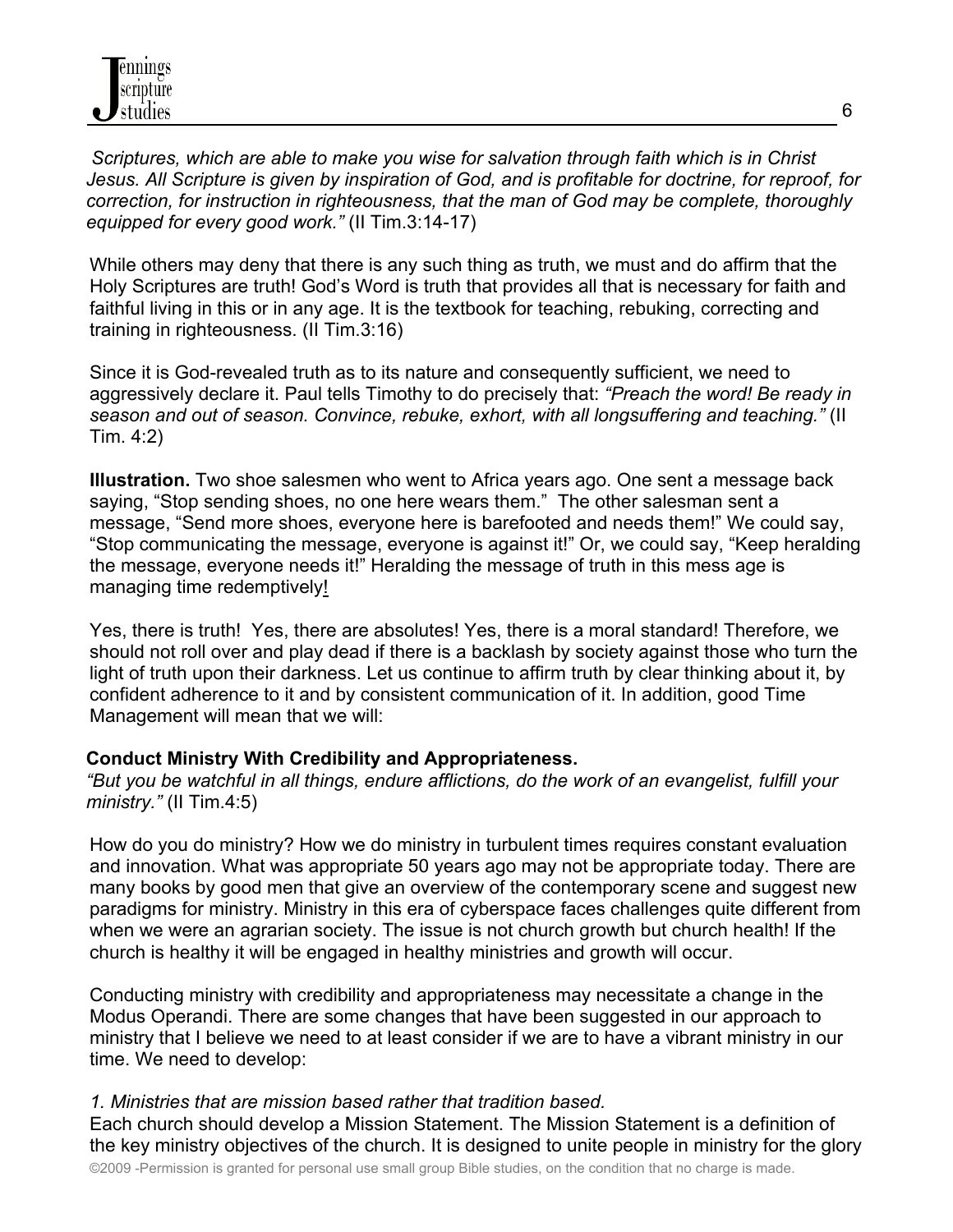*Scriptures, which are able to make you wise for salvation through faith which is in Christ Jesus. All Scripture is given by inspiration of God, and is profitable for doctrine, for reproof, for correction, for instruction in righteousness, that the man of God may be complete, thoroughly equipped for every good work."* (II Tim.3:14-17)

While others may deny that there is any such thing as truth, we must and do affirm that the Holy Scriptures are truth! God's Word is truth that provides all that is necessary for faith and faithful living in this or in any age. It is the textbook for teaching, rebuking, correcting and training in righteousness. (II Tim.3:16)

Since it is God-revealed truth as to its nature and consequently sufficient, we need to aggressively declare it. Paul tells Timothy to do precisely that: *"Preach the word! Be ready in season and out of season. Convince, rebuke, exhort, with all longsuffering and teaching."* (II Tim. 4:2)

**Illustration.** Two shoe salesmen who went to Africa years ago. One sent a message back saying, "Stop sending shoes, no one here wears them." The other salesman sent a message, "Send more shoes, everyone here is barefooted and needs them!" We could say, "Stop communicating the message, everyone is against it!" Or, we could say, "Keep heralding the message, everyone needs it!" Heralding the message of truth in this mess age is managing time redemptively!

Yes, there is truth! Yes, there are absolutes! Yes, there is a moral standard! Therefore, we should not roll over and play dead if there is a backlash by society against those who turn the light of truth upon their darkness. Let us continue to affirm truth by clear thinking about it, by confident adherence to it and by consistent communication of it. In addition, good Time Management will mean that we will:

**Conduct Ministry With Credibility and Appropriateness.**

*"But you be watchful in all things, endure afflictions, do the work of an evangelist, fulfill your ministry."* (II Tim.4:5)

How do you do ministry? How we do ministry in turbulent times requires constant evaluation and innovation. What was appropriate 50 years ago may not be appropriate today. There are many books by good men that give an overview of the contemporary scene and suggest new paradigms for ministry. Ministry in this era of cyberspace faces challenges quite different from when we were an agrarian society. The issue is not church growth but church health! If the church is healthy it will be engaged in healthy ministries and growth will occur.

Conducting ministry with credibility and appropriateness may necessitate a change in the Modus Operandi. There are some changes that have been suggested in our approach to ministry that I believe we need to at least consider if we are to have a vibrant ministry in our time. We need to develop:

*1. Ministries that are mission based rather that tradition based.*

Each church should develop a Mission Statement. The Mission Statement is a definition of the key ministry objectives of the church. It is designed to unite people in ministry for the glory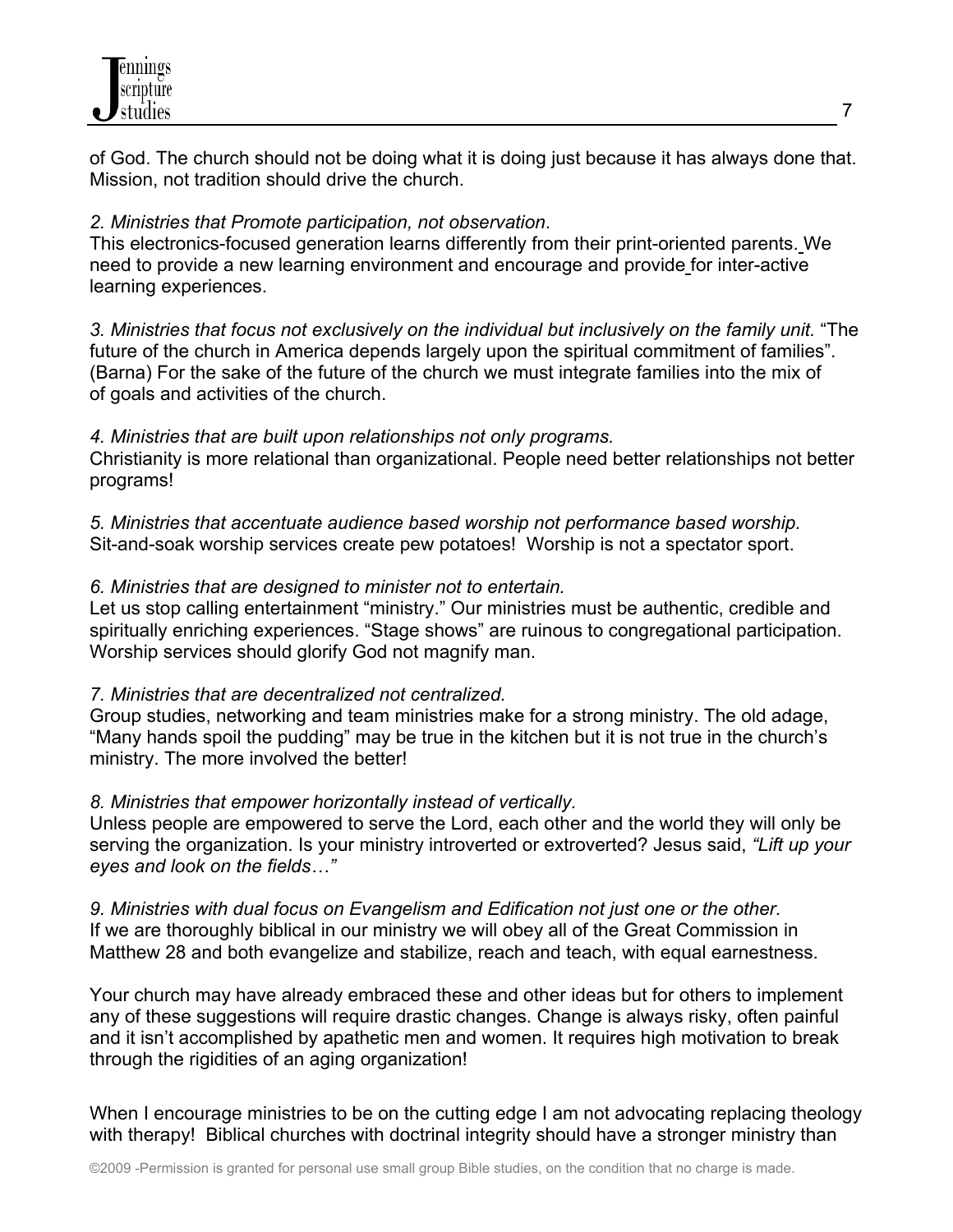of God. The church should not be doing what it is doing just because it has always done that. Mission, not tradition should drive the church.

*2. Ministries that Promote participation, not observation*.
This electronics-focused generation learns differently from their print-oriented parents. We need to provide a new learning environment and encourage and provide for inter-active learning experiences.

*3. Ministries that focus not exclusively on the individual but inclusively on the family unit.* "The future of the church in America depends largely upon the spiritual commitment of families". (Barna) For the sake of the future of the church we must integrate families into the mix of of goals and activities of the church.

*4. Ministries that are built upon relationships not only programs.*
Christianity is more relational than organizational. People need better relationships not better programs!

*5. Ministries that accentuate audience based worship not performance based worship.*
Sit-and-soak worship services create pew potatoes! Worship is not a spectator sport.

*6. Ministries that are designed to minister not to entertain.*
Let us stop calling entertainment "ministry." Our ministries must be authentic, credible and spiritually enriching experiences. "Stage shows" are ruinous to congregational participation. Worship services should glorify God not magnify man.

*7. Ministries that are decentralized not centralized.*
Group studies, networking and team ministries make for a strong ministry. The old adage, "Many hands spoil the pudding" may be true in the kitchen but it is not true in the church's ministry. The more involved the better!

*8. Ministries that empower horizontally instead of vertically.*
Unless people are empowered to serve the Lord, each other and the world they will only be serving the organization. Is your ministry introverted or extroverted? Jesus said, *"Lift up your eyes and look on the fields…"*

*9. Ministries with dual focus on Evangelism and Edification not just one or the other.*
If we are thoroughly biblical in our ministry we will obey all of the Great Commission in Matthew 28 and both evangelize and stabilize, reach and teach, with equal earnestness.

Your church may have already embraced these and other ideas but for others to implement any of these suggestions will require drastic changes. Change is always risky, often painful and it isn't accomplished by apathetic men and women. It requires high motivation to break through the rigidities of an aging organization!

When I encourage ministries to be on the cutting edge I am not advocating replacing theology with therapy! Biblical churches with doctrinal integrity should have a stronger ministry than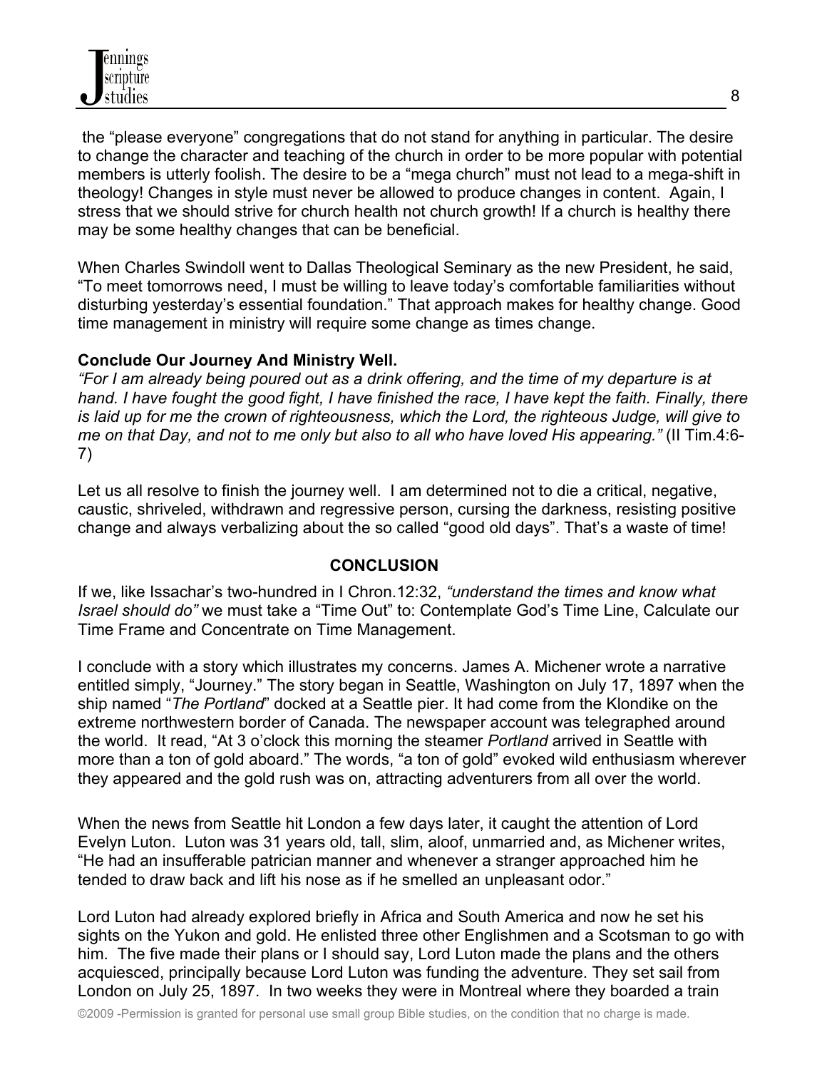the "please everyone" congregations that do not stand for anything in particular. The desire to change the character and teaching of the church in order to be more popular with potential members is utterly foolish. The desire to be a "mega church" must not lead to a mega-shift in theology! Changes in style must never be allowed to produce changes in content. Again, I stress that we should strive for church health not church growth! If a church is healthy there may be some healthy changes that can be beneficial.

When Charles Swindoll went to Dallas Theological Seminary as the new President, he said, "To meet tomorrows need, I must be willing to leave today's comfortable familiarities without disturbing yesterday's essential foundation." That approach makes for healthy change. Good time management in ministry will require some change as times change.

**Conclude Our Journey And Ministry Well.**

*"For I am already being poured out as a drink offering, and the time of my departure is at hand. I have fought the good fight, I have finished the race, I have kept the faith. Finally, there is laid up for me the crown of righteousness, which the Lord, the righteous Judge, will give to me on that Day, and not to me only but also to all who have loved His appearing."* (II Tim.4:6-7)

Let us all resolve to finish the journey well. I am determined not to die a critical, negative, caustic, shriveled, withdrawn and regressive person, cursing the darkness, resisting positive change and always verbalizing about the so called "good old days". That's a waste of time!

## CONCLUSION

If we, like Issachar's two-hundred in I Chron.12:32, *"understand the times and know what Israel should do"* we must take a "Time Out" to: Contemplate God's Time Line, Calculate our Time Frame and Concentrate on Time Management.

I conclude with a story which illustrates my concerns. James A. Michener wrote a narrative entitled simply, "Journey." The story began in Seattle, Washington on July 17, 1897 when the ship named "*The Portland*" docked at a Seattle pier. It had come from the Klondike on the extreme northwestern border of Canada. The newspaper account was telegraphed around the world. It read, "At 3 o'clock this morning the steamer *Portland* arrived in Seattle with more than a ton of gold aboard." The words, "a ton of gold" evoked wild enthusiasm wherever they appeared and the gold rush was on, attracting adventurers from all over the world.

When the news from Seattle hit London a few days later, it caught the attention of Lord Evelyn Luton. Luton was 31 years old, tall, slim, aloof, unmarried and, as Michener writes, "He had an insufferable patrician manner and whenever a stranger approached him he tended to draw back and lift his nose as if he smelled an unpleasant odor."

Lord Luton had already explored briefly in Africa and South America and now he set his sights on the Yukon and gold. He enlisted three other Englishmen and a Scotsman to go with him. The five made their plans or I should say, Lord Luton made the plans and the others acquiesced, principally because Lord Luton was funding the adventure. They set sail from London on July 25, 1897. In two weeks they were in Montreal where they boarded a train

©2009 -Permission is granted for personal use small group Bible studies, on the condition that no charge is made.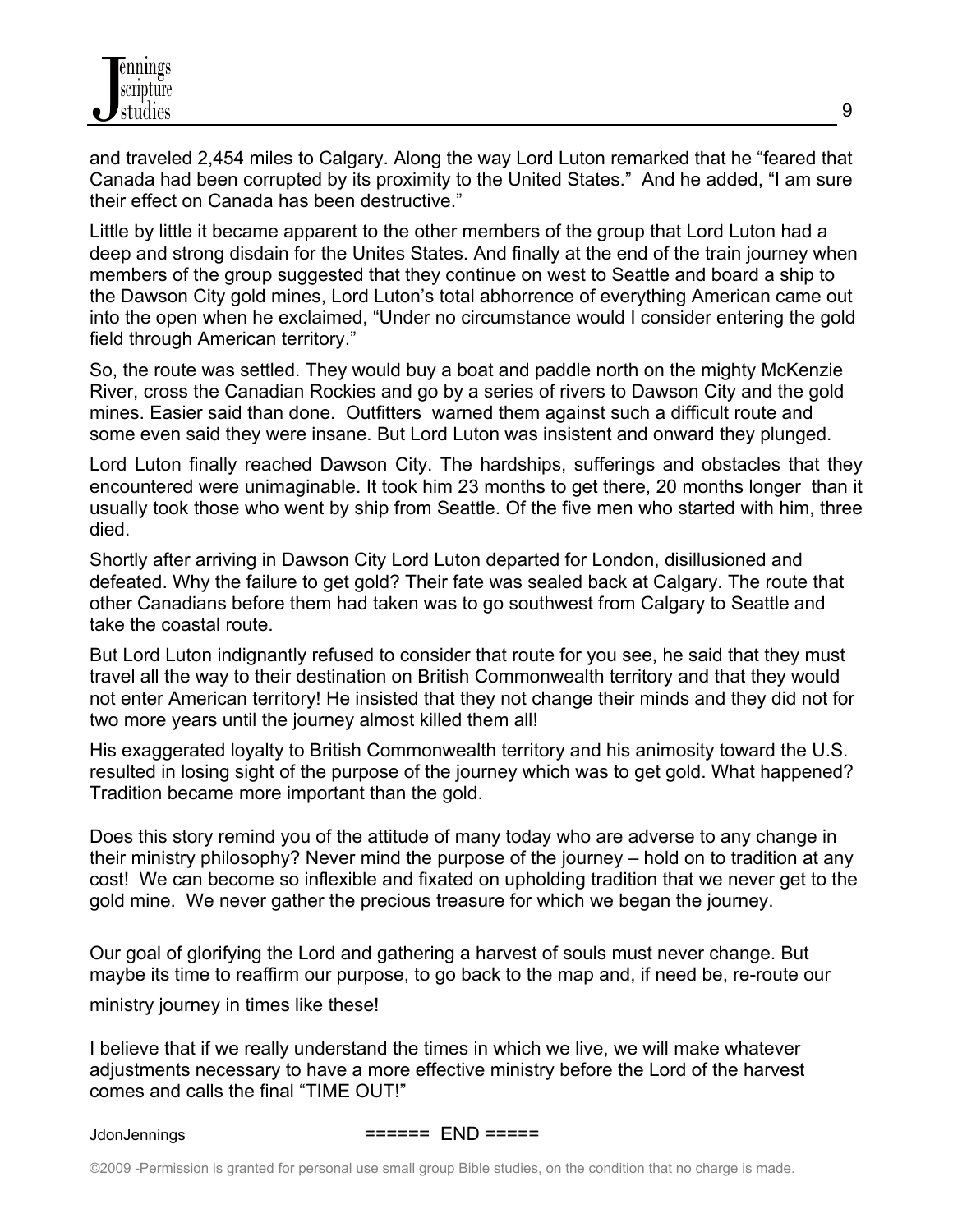and traveled 2,454 miles to Calgary. Along the way Lord Luton remarked that he "feared that Canada had been corrupted by its proximity to the United States." And he added, "I am sure their effect on Canada has been destructive."

Little by little it became apparent to the other members of the group that Lord Luton had a deep and strong disdain for the Unites States. And finally at the end of the train journey when members of the group suggested that they continue on west to Seattle and board a ship to the Dawson City gold mines, Lord Luton's total abhorrence of everything American came out into the open when he exclaimed, "Under no circumstance would I consider entering the gold field through American territory."

So, the route was settled. They would buy a boat and paddle north on the mighty McKenzie River, cross the Canadian Rockies and go by a series of rivers to Dawson City and the gold mines. Easier said than done. Outfitters warned them against such a difficult route and some even said they were insane. But Lord Luton was insistent and onward they plunged.

Lord Luton finally reached Dawson City. The hardships, sufferings and obstacles that they encountered were unimaginable. It took him 23 months to get there, 20 months longer than it usually took those who went by ship from Seattle. Of the five men who started with him, three died.

Shortly after arriving in Dawson City Lord Luton departed for London, disillusioned and defeated. Why the failure to get gold? Their fate was sealed back at Calgary. The route that other Canadians before them had taken was to go southwest from Calgary to Seattle and take the coastal route.

But Lord Luton indignantly refused to consider that route for you see, he said that they must travel all the way to their destination on British Commonwealth territory and that they would not enter American territory! He insisted that they not change their minds and they did not for two more years until the journey almost killed them all!

His exaggerated loyalty to British Commonwealth territory and his animosity toward the U.S. resulted in losing sight of the purpose of the journey which was to get gold. What happened? Tradition became more important than the gold.

Does this story remind you of the attitude of many today who are adverse to any change in their ministry philosophy? Never mind the purpose of the journey – hold on to tradition at any cost! We can become so inflexible and fixated on upholding tradition that we never get to the gold mine. We never gather the precious treasure for which we began the journey.

Our goal of glorifying the Lord and gathering a harvest of souls must never change. But maybe its time to reaffirm our purpose, to go back to the map and, if need be, re-route our ministry journey in times like these!

I believe that if we really understand the times in which we live, we will make whatever adjustments necessary to have a more effective ministry before the Lord of the harvest comes and calls the final "TIME OUT!"

JdonJennings ====== END =====

©2009 -Permission is granted for personal use small group Bible studies, on the condition that no charge is made.